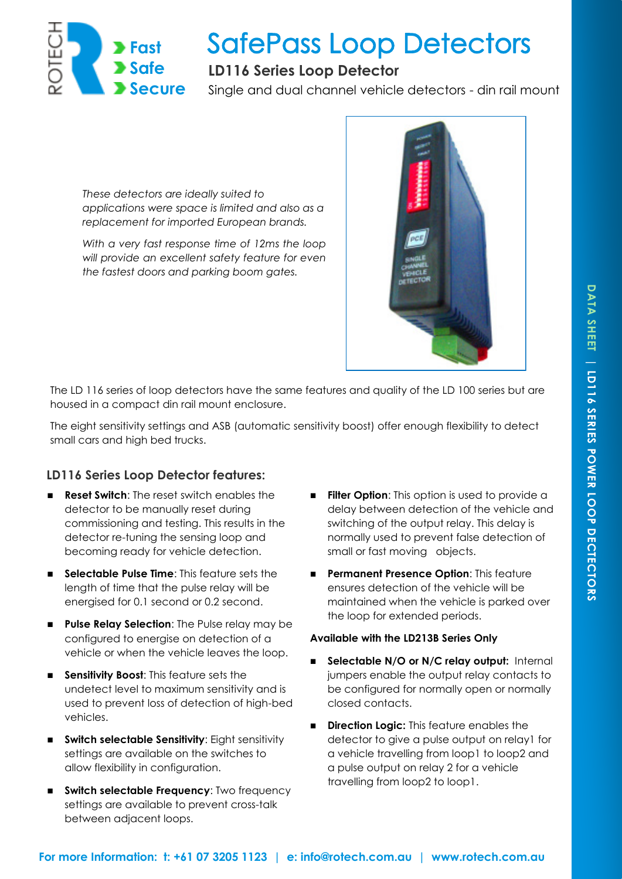# SafePass Loop Detectors

## LD116 Series Loop Detector

Single and dual channel vehicle detectors - din rail mount

*These detectors are ideally suited to applications were space is limited and also as a replacement for imported European brands.*

*With a very fast response time of 12ms the loop will provide an excellent safety feature for even the fastest doors and parking boom gates.*

The LD 116 series of loop detectors have the same features and quality of the LD 100 series but are housed in a compact din rail mount enclosure.

The eight sensitivity settings and ASB (automatic sensitivity boost) offer enough flexibility to detect small cars and high bed trucks.

### LD116 Series Loop Detector features:

- **Reset Switch**: The reset switch enables the detector to be manually reset during commissioning and testing. This results in the detector re-tuning the sensing loop and becoming ready for vehicle detection.
- **Selectable Pulse Time**: This feature sets the length of time that the pulse relay will be energised for 0.1 second or 0.2 second.
- **Pulse Relay Selection**: The Pulse relay may be configured to energise on detection of a vehicle or when the vehicle leaves the loop.
- **Sensitivity Boost**: This feature sets the undetect level to maximum sensitivity and is used to prevent loss of detection of high-bed vehicles.
- **Switch selectable Sensitivity**: Eight sensitivity settings are available on the switches to allow flexibility in configuration.
- **Switch selectable Frequency**: Two frequency settings are available to prevent cross-talk between adjacent loops.
- **Filter Option**: This option is used to provide a delay between detection of the vehicle and switching of the output relay. This delay is normally used to prevent false detection of small or fast moving objects.
- **Permanent Presence Option**: This feature ensures detection of the vehicle will be maintained when the vehicle is parked over the loop for extended periods.

**Available with the LD213B Series Only**

- **Selectable N/O or N/C relay output:** Internal jumpers enable the output relay contacts to be configured for normally open or normally closed contacts.
- **Direction Logic:** This feature enables the detector to give a pulse output on relay1 for a vehicle travelling from loop1 to loop2 and a pulse output on relay 2 for a vehicle travelling from loop2 to loop1.

**For more Information: t: +61 07 3205 1123 | e: info@rotech.com.au | www.rotech.com.au**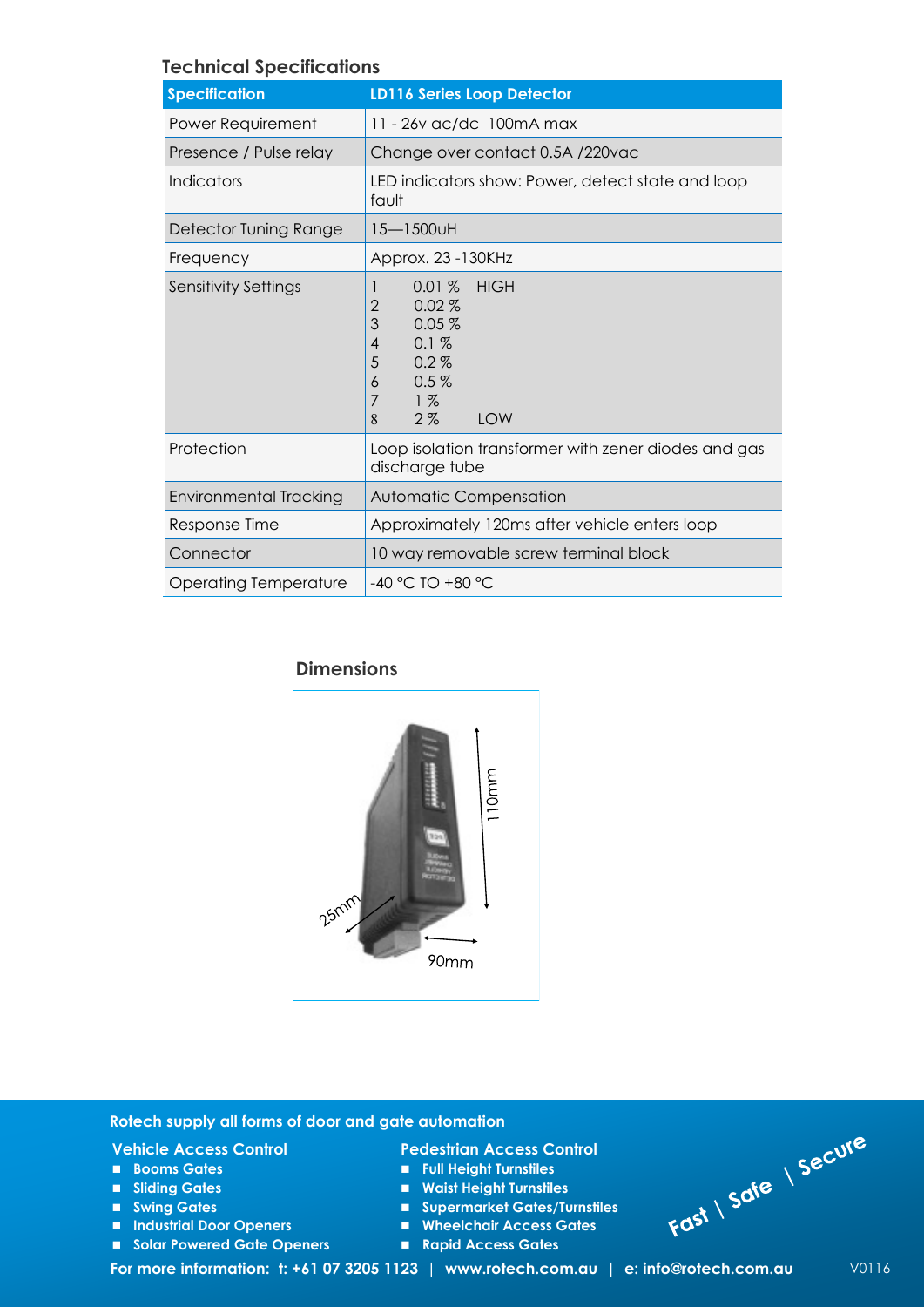## Technical Specifications

| Specification | LD116 Series Loop Detector |
|---|---|
| Power Requirement | 11 - 26v ac/dc 100mA max |
| Presence / Pulse relay | Change over contact 0.5A /220vac |
| Indicators | LED indicators show: Power, detect state and loop fault |
| Detector Tuning Range | 15—1500uH |
| Frequency | Approx. 23 -130KHz |
| Sensitivity Settings | 1 0.01 % HIGH<br>2 0.02 %<br>3 0.05 %<br>4 0.1 %<br>5 0.2 %<br>6 0.5 %<br>7 1 %<br>8 2 % LOW |
| Protection | Loop isolation transformer with zener diodes and gas discharge tube |
| Environmental Tracking | Automatic Compensation |
| Response Time | Approximately 120ms after vehicle enters loop |
| Connector | 10 way removable screw terminal block |
| Operating Temperature | -40 °C TO +80 °C |

## Dimensions

110mm

25mm

90mm

**Rotech supply all forms of door and gate automation**

**Vehicle Access Control**

- **Booms Gates**
- **Sliding Gates**
- **Swing Gates**
- **Industrial Door Openers**
- **Solar Powered Gate Openers**

**Pedestrian Access Control**

- **Full Height Turnstiles**
- **Waist Height Turnstiles**
- **Supermarket Gates/Turnstiles**
- **Wheelchair Access Gates**
- **Rapid Access Gates**

Fast | Safe | Secure

**For more information: t: +61 07 3205 1123 | www.rotech.com.au | e: info@rotech.com.au**

V0116